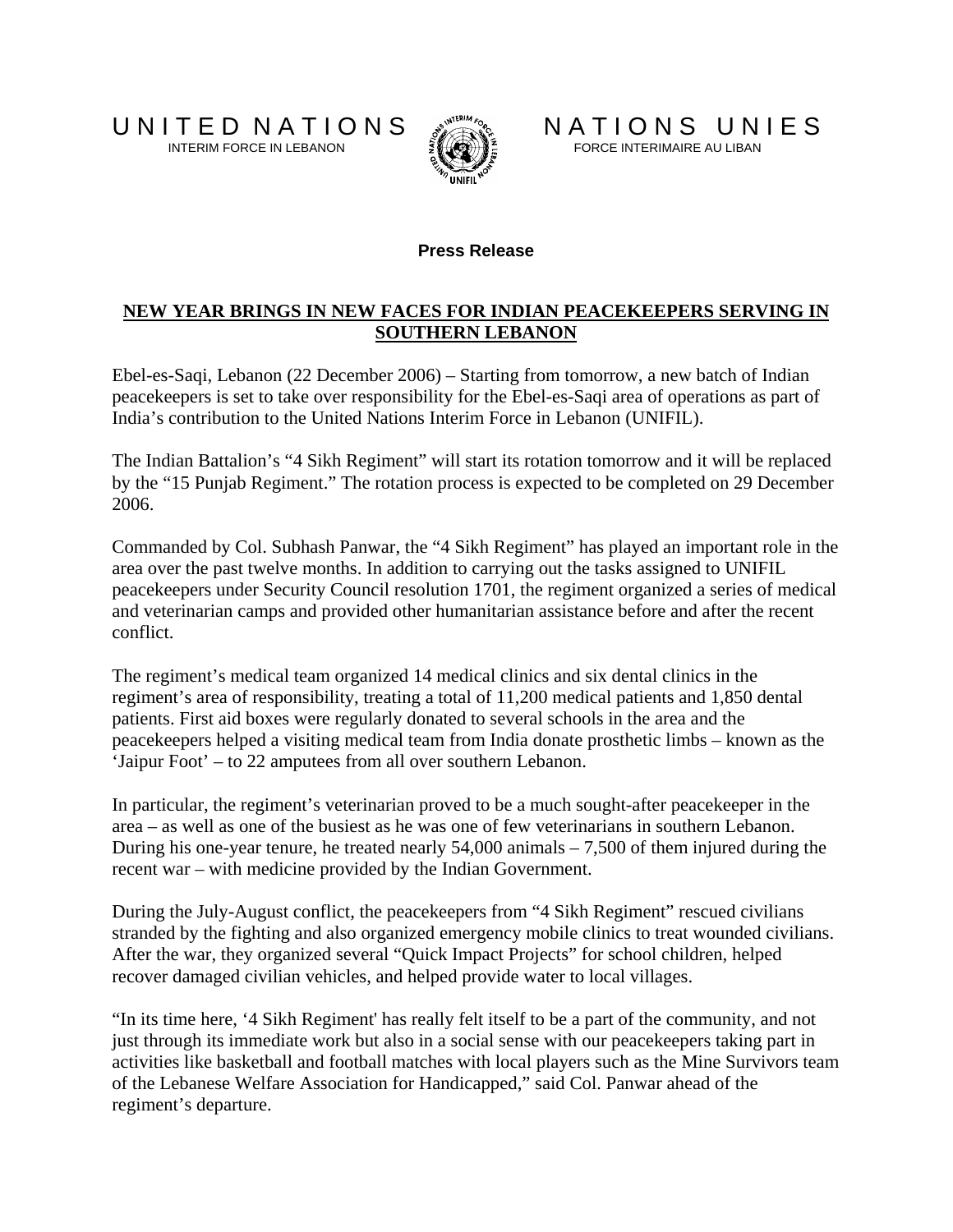UNITED NATIONS
INTERIM FORCE IN LEBANON

NATIONS UNIES
FORCE INTERIMAIRE AU LIBAN

**Press Release**

# NEW YEAR BRINGS IN NEW FACES FOR INDIAN PEACEKEEPERS SERVING IN SOUTHERN LEBANON

Ebel-es-Saqi, Lebanon (22 December 2006) – Starting from tomorrow, a new batch of Indian peacekeepers is set to take over responsibility for the Ebel-es-Saqi area of operations as part of India's contribution to the United Nations Interim Force in Lebanon (UNIFIL).

The Indian Battalion's "4 Sikh Regiment" will start its rotation tomorrow and it will be replaced by the "15 Punjab Regiment." The rotation process is expected to be completed on 29 December 2006.

Commanded by Col. Subhash Panwar, the "4 Sikh Regiment" has played an important role in the area over the past twelve months. In addition to carrying out the tasks assigned to UNIFIL peacekeepers under Security Council resolution 1701, the regiment organized a series of medical and veterinarian camps and provided other humanitarian assistance before and after the recent conflict.

The regiment's medical team organized 14 medical clinics and six dental clinics in the regiment's area of responsibility, treating a total of 11,200 medical patients and 1,850 dental patients. First aid boxes were regularly donated to several schools in the area and the peacekeepers helped a visiting medical team from India donate prosthetic limbs – known as the 'Jaipur Foot' – to 22 amputees from all over southern Lebanon.

In particular, the regiment's veterinarian proved to be a much sought-after peacekeeper in the area – as well as one of the busiest as he was one of few veterinarians in southern Lebanon. During his one-year tenure, he treated nearly 54,000 animals – 7,500 of them injured during the recent war – with medicine provided by the Indian Government.

During the July-August conflict, the peacekeepers from "4 Sikh Regiment" rescued civilians stranded by the fighting and also organized emergency mobile clinics to treat wounded civilians. After the war, they organized several "Quick Impact Projects" for school children, helped recover damaged civilian vehicles, and helped provide water to local villages.

"In its time here, '4 Sikh Regiment' has really felt itself to be a part of the community, and not just through its immediate work but also in a social sense with our peacekeepers taking part in activities like basketball and football matches with local players such as the Mine Survivors team of the Lebanese Welfare Association for Handicapped," said Col. Panwar ahead of the regiment's departure.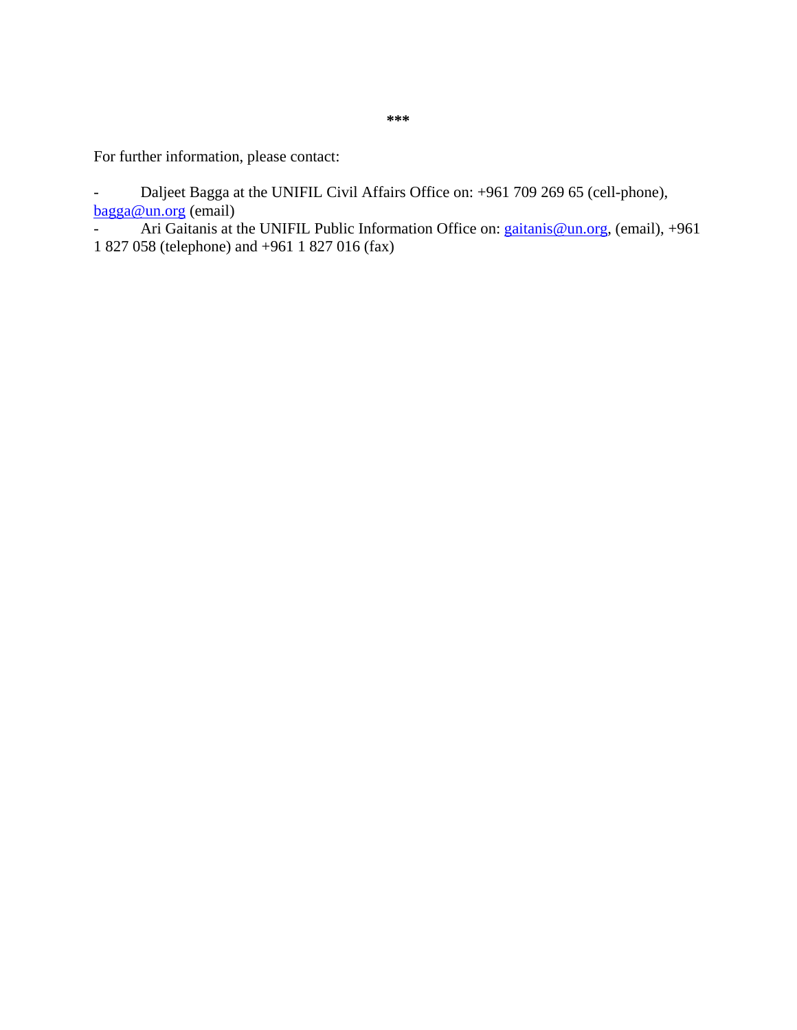**\*\*\***

For further information, please contact:

- Daljeet Bagga at the UNIFIL Civil Affairs Office on: +961 709 269 65 (cell-phone), bagga@un.org (email)
- Ari Gaitanis at the UNIFIL Public Information Office on: gaitanis@un.org, (email), +961 1 827 058 (telephone) and +961 1 827 016 (fax)